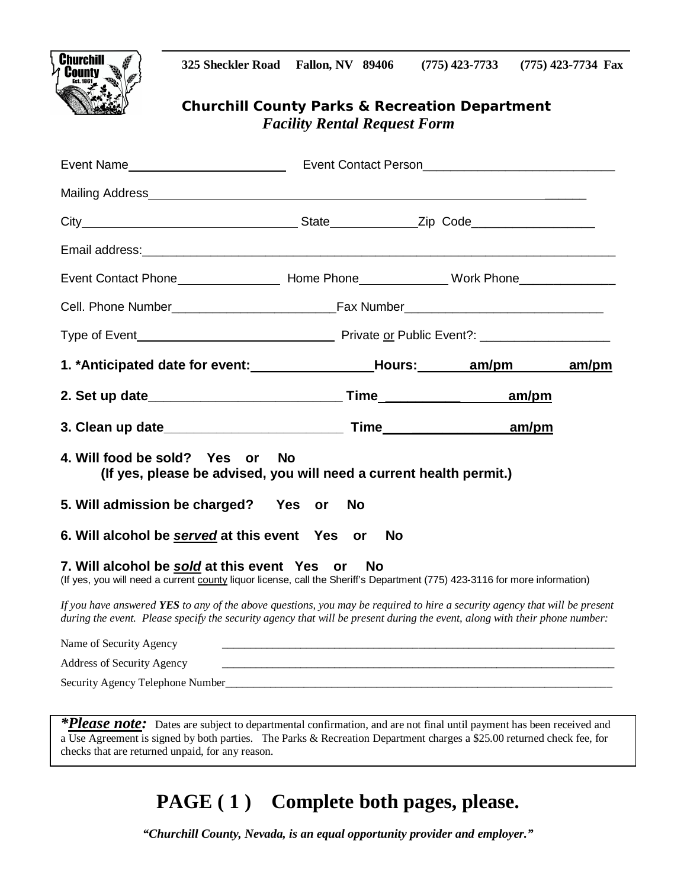325 Sheckler Road Fallon, NV 89406 (775) 423-7733 (775) 423-7734 Fax

**Churchill County Parks & Recreation Department**

***Facility Rental Request Form***

Event Name_______________________ Event Contact Person___________________________

Mailing Address________________________________________________________________

City_______________________________ State____________ Zip Code_________________

Email address:___________________________________________________________________

Event Contact Phone_______________ Home Phone_____________ Work Phone______________

Cell. Phone Number_______________________ Fax Number____________________________

Type of Event____________________________ Private or Public Event?: __________________

**1. *Anticipated date for event:________________ Hours:_______ am/pm _______ am/pm**

**2. Set up date__________________________ Time ___________ am/pm**

**3. Clean up date________________________ Time ________________ am/pm**

**4. Will food be sold? Yes or No**
**(If yes, please be advised, you will need a current health permit.)**

**5. Will admission be charged? Yes or No**

**6. Will alcohol be *served* at this event Yes or No**

**7. Will alcohol be *sold* at this event Yes or No**
(If yes, you will need a current county liquor license, call the Sheriff's Department (775) 423-3116 for more information)

*If you have answered **YES** to any of the above questions, you may be required to hire a security agency that will be present during the event. Please specify the security agency that will be present during the event, along with their phone number:*

Name of Security Agency _______________________________________________________________

Address of Security Agency _____________________________________________________________

Security Agency Telephone Number_______________________________________________________

***Please note:*** Dates are subject to departmental confirmation, and are not final until payment has been received and a Use Agreement is signed by both parties. The Parks & Recreation Department charges a $25.00 returned check fee, for checks that are returned unpaid, for any reason.

## PAGE ( 1 ) Complete both pages, please.

***"Churchill County, Nevada, is an equal opportunity provider and employer."***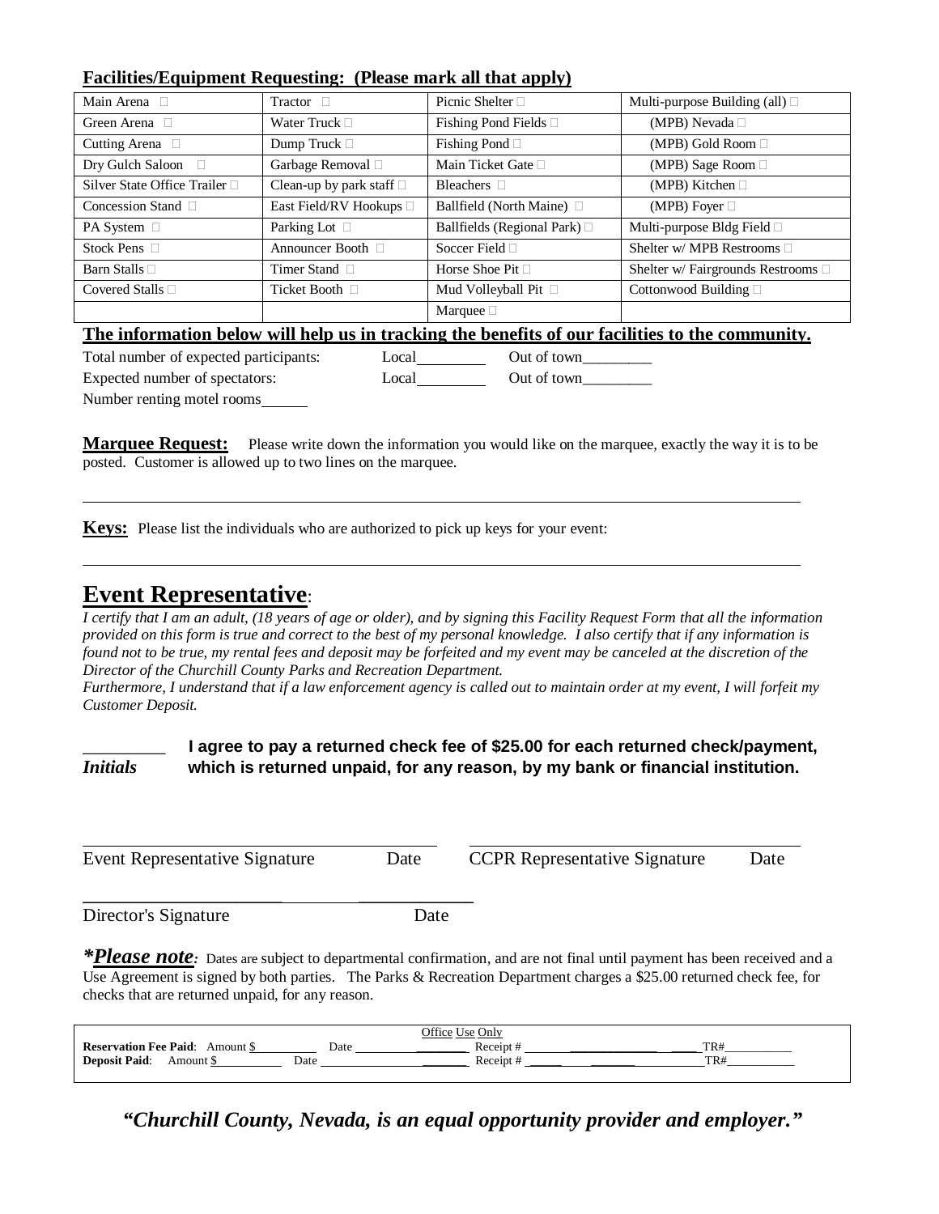**Facilities/Equipment Requesting: (Please mark all that apply)**

| | | | |
|---|---|---|---|
| Main Arena ☐ | Tractor ☐ | Picnic Shelter ☐ | Multi-purpose Building (all) ☐ |
| Green Arena ☐ | Water Truck ☐ | Fishing Pond Fields ☐ | (MPB) Nevada ☐ |
| Cutting Arena ☐ | Dump Truck ☐ | Fishing Pond ☐ | (MPB) Gold Room ☐ |
| Dry Gulch Saloon ☐ | Garbage Removal ☐ | Main Ticket Gate ☐ | (MPB) Sage Room ☐ |
| Silver State Office Trailer ☐ | Clean-up by park staff ☐ | Bleachers ☐ | (MPB) Kitchen ☐ |
| Concession Stand ☐ | East Field/RV Hookups ☐ | Ballfield (North Maine) ☐ | (MPB) Foyer ☐ |
| PA System ☐ | Parking Lot ☐ | Ballfields (Regional Park) ☐ | Multi-purpose Bldg Field ☐ |
| Stock Pens ☐ | Announcer Booth ☐ | Soccer Field ☐ | Shelter w/ MPB Restrooms ☐ |
| Barn Stalls ☐ | Timer Stand ☐ | Horse Shoe Pit ☐ | Shelter w/ Fairgrounds Restrooms ☐ |
| Covered Stalls ☐ | Ticket Booth ☐ | Mud Volleyball Pit ☐ | Cottonwood Building ☐ |
| | | Marquee ☐ | |

**The information below will help us in tracking the benefits of our facilities to the community.**

Total number of expected participants: Local________ Out of town________

Expected number of spectators: Local________ Out of town________

Number renting motel rooms______

**Marquee Request:** Please write down the information you would like on the marquee, exactly the way it is to be posted. Customer is allowed up to two lines on the marquee.

____________________________________________________________________________

**Keys:** Please list the individuals who are authorized to pick up keys for your event:

____________________________________________________________________________

## Event Representative:

*I certify that I am an adult, (18 years of age or older), and by signing this Facility Request Form that all the information provided on this form is true and correct to the best of my personal knowledge. I also certify that if any information is found not to be true, my rental fees and deposit may be forfeited and my event may be canceled at the discretion of the Director of the Churchill County Parks and Recreation Department.*

*Furthermore, I understand that if a law enforcement agency is called out to maintain order at my event, I will forfeit my Customer Deposit.*

_________ **I agree to pay a returned check fee of $25.00 for each returned check/payment,**
***Initials*** **which is returned unpaid, for any reason, by my bank or financial institution.**

______________________________________ ______________________________________
Event Representative Signature Date CCPR Representative Signature Date

______________________________________
Director's Signature Date

***Please note**:* Dates are subject to departmental confirmation, and are not final until payment has been received and a Use Agreement is signed by both parties. The Parks & Recreation Department charges a $25.00 returned check fee, for checks that are returned unpaid, for any reason.

Office Use Only

**Reservation Fee Paid**: Amount $__________ Date ______________ Receipt # ______________ TR#__________

**Deposit Paid**: Amount $__________ Date ______________ Receipt # ______________ TR#__________

***"Churchill County, Nevada, is an equal opportunity provider and employer."***